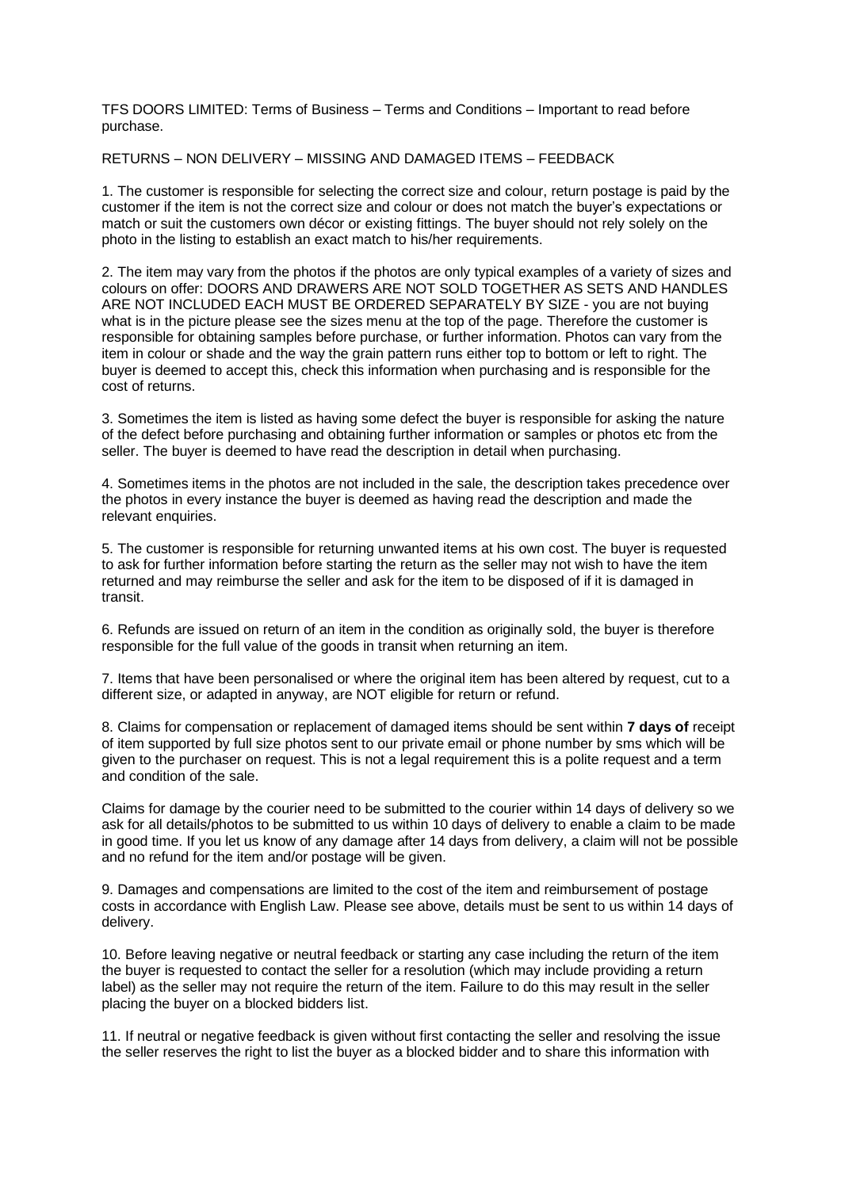TFS DOORS LIMITED: Terms of Business – Terms and Conditions – Important to read before purchase.

RETURNS – NON DELIVERY – MISSING AND DAMAGED ITEMS – FEEDBACK

1. The customer is responsible for selecting the correct size and colour, return postage is paid by the customer if the item is not the correct size and colour or does not match the buyer's expectations or match or suit the customers own décor or existing fittings. The buyer should not rely solely on the photo in the listing to establish an exact match to his/her requirements.

2. The item may vary from the photos if the photos are only typical examples of a variety of sizes and colours on offer: DOORS AND DRAWERS ARE NOT SOLD TOGETHER AS SETS AND HANDLES ARE NOT INCLUDED EACH MUST BE ORDERED SEPARATELY BY SIZE - you are not buying what is in the picture please see the sizes menu at the top of the page. Therefore the customer is responsible for obtaining samples before purchase, or further information. Photos can vary from the item in colour or shade and the way the grain pattern runs either top to bottom or left to right. The buyer is deemed to accept this, check this information when purchasing and is responsible for the cost of returns.

3. Sometimes the item is listed as having some defect the buyer is responsible for asking the nature of the defect before purchasing and obtaining further information or samples or photos etc from the seller. The buyer is deemed to have read the description in detail when purchasing.

4. Sometimes items in the photos are not included in the sale, the description takes precedence over the photos in every instance the buyer is deemed as having read the description and made the relevant enquiries.

5. The customer is responsible for returning unwanted items at his own cost. The buyer is requested to ask for further information before starting the return as the seller may not wish to have the item returned and may reimburse the seller and ask for the item to be disposed of if it is damaged in transit.

6. Refunds are issued on return of an item in the condition as originally sold, the buyer is therefore responsible for the full value of the goods in transit when returning an item.

7. Items that have been personalised or where the original item has been altered by request, cut to a different size, or adapted in anyway, are NOT eligible for return or refund.

8. Claims for compensation or replacement of damaged items should be sent within **7 days of** receipt of item supported by full size photos sent to our private email or phone number by sms which will be given to the purchaser on request. This is not a legal requirement this is a polite request and a term and condition of the sale.

Claims for damage by the courier need to be submitted to the courier within 14 days of delivery so we ask for all details/photos to be submitted to us within 10 days of delivery to enable a claim to be made in good time. If you let us know of any damage after 14 days from delivery, a claim will not be possible and no refund for the item and/or postage will be given.

9. Damages and compensations are limited to the cost of the item and reimbursement of postage costs in accordance with English Law. Please see above, details must be sent to us within 14 days of delivery.

10. Before leaving negative or neutral feedback or starting any case including the return of the item the buyer is requested to contact the seller for a resolution (which may include providing a return label) as the seller may not require the return of the item. Failure to do this may result in the seller placing the buyer on a blocked bidders list.

11. If neutral or negative feedback is given without first contacting the seller and resolving the issue the seller reserves the right to list the buyer as a blocked bidder and to share this information with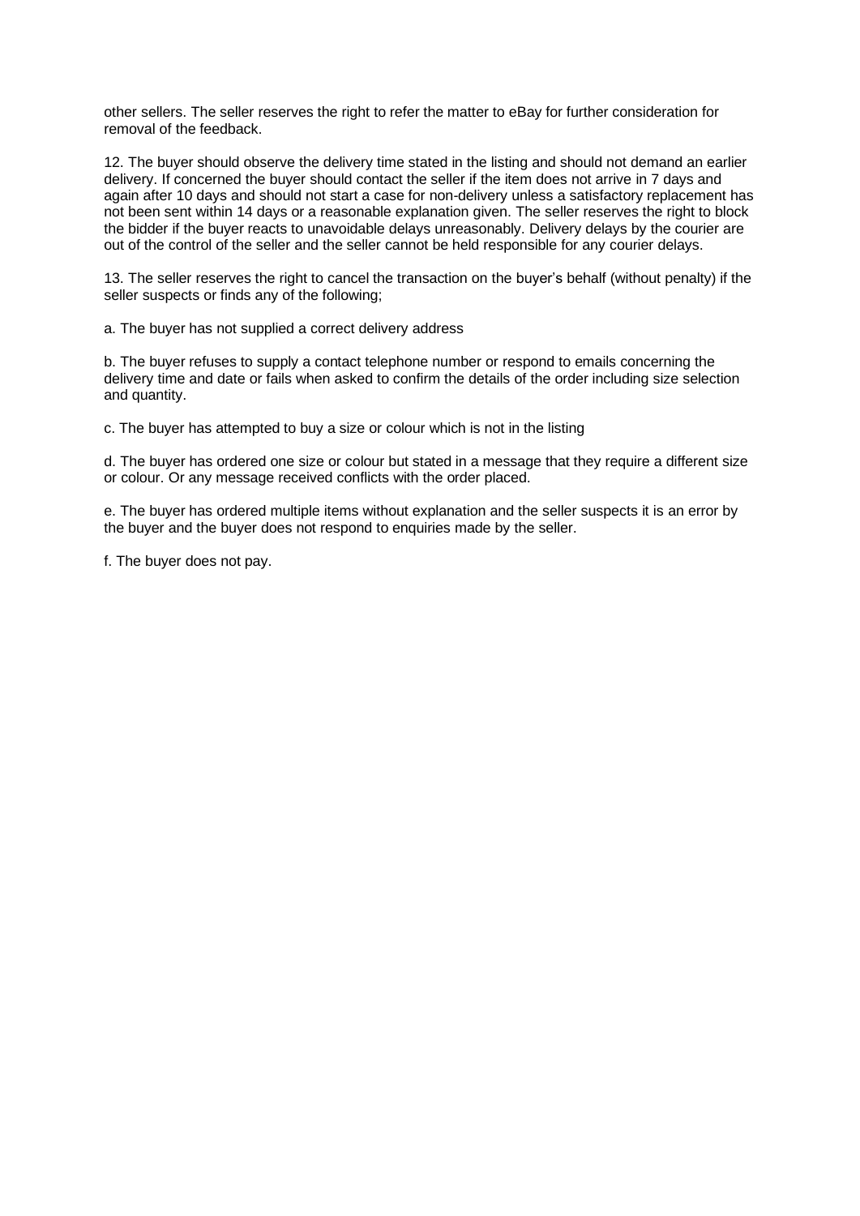other sellers. The seller reserves the right to refer the matter to eBay for further consideration for removal of the feedback.

12. The buyer should observe the delivery time stated in the listing and should not demand an earlier delivery. If concerned the buyer should contact the seller if the item does not arrive in 7 days and again after 10 days and should not start a case for non-delivery unless a satisfactory replacement has not been sent within 14 days or a reasonable explanation given. The seller reserves the right to block the bidder if the buyer reacts to unavoidable delays unreasonably. Delivery delays by the courier are out of the control of the seller and the seller cannot be held responsible for any courier delays.

13. The seller reserves the right to cancel the transaction on the buyer's behalf (without penalty) if the seller suspects or finds any of the following;

a. The buyer has not supplied a correct delivery address

b. The buyer refuses to supply a contact telephone number or respond to emails concerning the delivery time and date or fails when asked to confirm the details of the order including size selection and quantity.

c. The buyer has attempted to buy a size or colour which is not in the listing

d. The buyer has ordered one size or colour but stated in a message that they require a different size or colour. Or any message received conflicts with the order placed.

e. The buyer has ordered multiple items without explanation and the seller suspects it is an error by the buyer and the buyer does not respond to enquiries made by the seller.

f. The buyer does not pay.